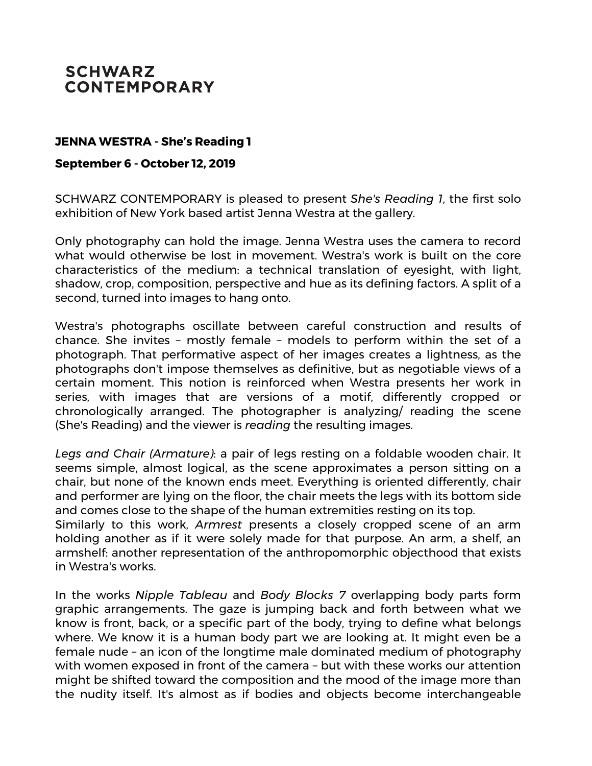# SCHWARZ CONTEMPORARY

**JENNA WESTRA - She's Reading 1**

**September 6 - October 12, 2019**

SCHWARZ CONTEMPORARY is pleased to present *She's Reading 1*, the first solo exhibition of New York based artist Jenna Westra at the gallery.

Only photography can hold the image. Jenna Westra uses the camera to record what would otherwise be lost in movement. Westra's work is built on the core characteristics of the medium: a technical translation of eyesight, with light, shadow, crop, composition, perspective and hue as its defining factors. A split of a second, turned into images to hang onto.

Westra's photographs oscillate between careful construction and results of chance. She invites – mostly female – models to perform within the set of a photograph. That performative aspect of her images creates a lightness, as the photographs don't impose themselves as definitive, but as negotiable views of a certain moment. This notion is reinforced when Westra presents her work in series, with images that are versions of a motif, differently cropped or chronologically arranged. The photographer is analyzing/ reading the scene (She's Reading) and the viewer is *reading* the resulting images.

*Legs and Chair (Armature)*: a pair of legs resting on a foldable wooden chair. It seems simple, almost logical, as the scene approximates a person sitting on a chair, but none of the known ends meet. Everything is oriented differently, chair and performer are lying on the floor, the chair meets the legs with its bottom side and comes close to the shape of the human extremities resting on its top.
Similarly to this work, *Armrest* presents a closely cropped scene of an arm holding another as if it were solely made for that purpose. An arm, a shelf, an armshelf: another representation of the anthropomorphic objecthood that exists in Westra's works.

In the works *Nipple Tableau* and *Body Blocks 7* overlapping body parts form graphic arrangements. The gaze is jumping back and forth between what we know is front, back, or a specific part of the body, trying to define what belongs where. We know it is a human body part we are looking at. It might even be a female nude – an icon of the longtime male dominated medium of photography with women exposed in front of the camera – but with these works our attention might be shifted toward the composition and the mood of the image more than the nudity itself. It's almost as if bodies and objects become interchangeable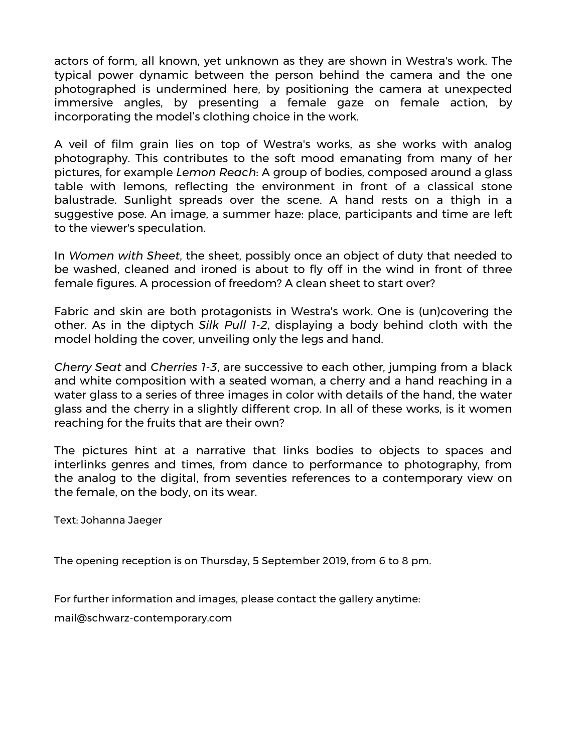actors of form, all known, yet unknown as they are shown in Westra's work. The typical power dynamic between the person behind the camera and the one photographed is undermined here, by positioning the camera at unexpected immersive angles, by presenting a female gaze on female action, by incorporating the model's clothing choice in the work.

A veil of film grain lies on top of Westra's works, as she works with analog photography. This contributes to the soft mood emanating from many of her pictures, for example *Lemon Reach*: A group of bodies, composed around a glass table with lemons, reflecting the environment in front of a classical stone balustrade. Sunlight spreads over the scene. A hand rests on a thigh in a suggestive pose. An image, a summer haze: place, participants and time are left to the viewer's speculation.

In *Women with Sheet*, the sheet, possibly once an object of duty that needed to be washed, cleaned and ironed is about to fly off in the wind in front of three female figures. A procession of freedom? A clean sheet to start over?

Fabric and skin are both protagonists in Westra's work. One is (un)covering the other. As in the diptych *Silk Pull 1-2*, displaying a body behind cloth with the model holding the cover, unveiling only the legs and hand.

*Cherry Seat* and *Cherries 1-3*, are successive to each other, jumping from a black and white composition with a seated woman, a cherry and a hand reaching in a water glass to a series of three images in color with details of the hand, the water glass and the cherry in a slightly different crop. In all of these works, is it women reaching for the fruits that are their own?

The pictures hint at a narrative that links bodies to objects to spaces and interlinks genres and times, from dance to performance to photography, from the analog to the digital, from seventies references to a contemporary view on the female, on the body, on its wear.

Text: Johanna Jaeger

The opening reception is on Thursday, 5 September 2019, from 6 to 8 pm.

For further information and images, please contact the gallery anytime:

mail@schwarz-contemporary.com